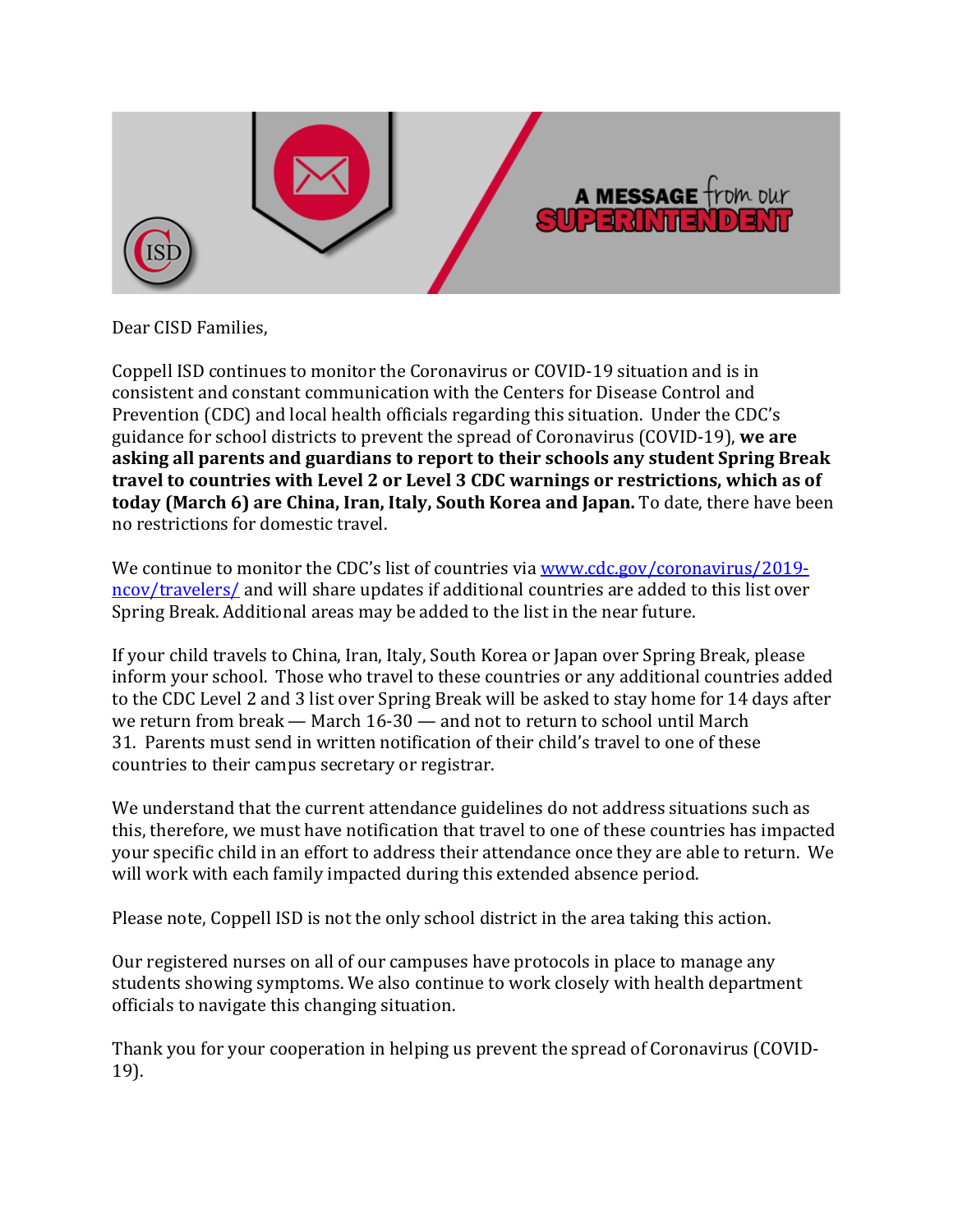A MESSAGE from our SUPERINTENDENT

Dear CISD Families,

Coppell ISD continues to monitor the Coronavirus or COVID-19 situation and is in consistent and constant communication with the Centers for Disease Control and Prevention (CDC) and local health officials regarding this situation. Under the CDC's guidance for school districts to prevent the spread of Coronavirus (COVID-19), **we are asking all parents and guardians to report to their schools any student Spring Break travel to countries with Level 2 or Level 3 CDC warnings or restrictions, which as of today (March 6) are China, Iran, Italy, South Korea and Japan.** To date, there have been no restrictions for domestic travel.

We continue to monitor the CDC's list of countries via [www.cdc.gov/coronavirus/2019-ncov/travelers/](www.cdc.gov/coronavirus/2019-ncov/travelers/) and will share updates if additional countries are added to this list over Spring Break. Additional areas may be added to the list in the near future.

If your child travels to China, Iran, Italy, South Korea or Japan over Spring Break, please inform your school. Those who travel to these countries or any additional countries added to the CDC Level 2 and 3 list over Spring Break will be asked to stay home for 14 days after we return from break — March 16-30 — and not to return to school until March 31. Parents must send in written notification of their child's travel to one of these countries to their campus secretary or registrar.

We understand that the current attendance guidelines do not address situations such as this, therefore, we must have notification that travel to one of these countries has impacted your specific child in an effort to address their attendance once they are able to return. We will work with each family impacted during this extended absence period.

Please note, Coppell ISD is not the only school district in the area taking this action.

Our registered nurses on all of our campuses have protocols in place to manage any students showing symptoms. We also continue to work closely with health department officials to navigate this changing situation.

Thank you for your cooperation in helping us prevent the spread of Coronavirus (COVID-19).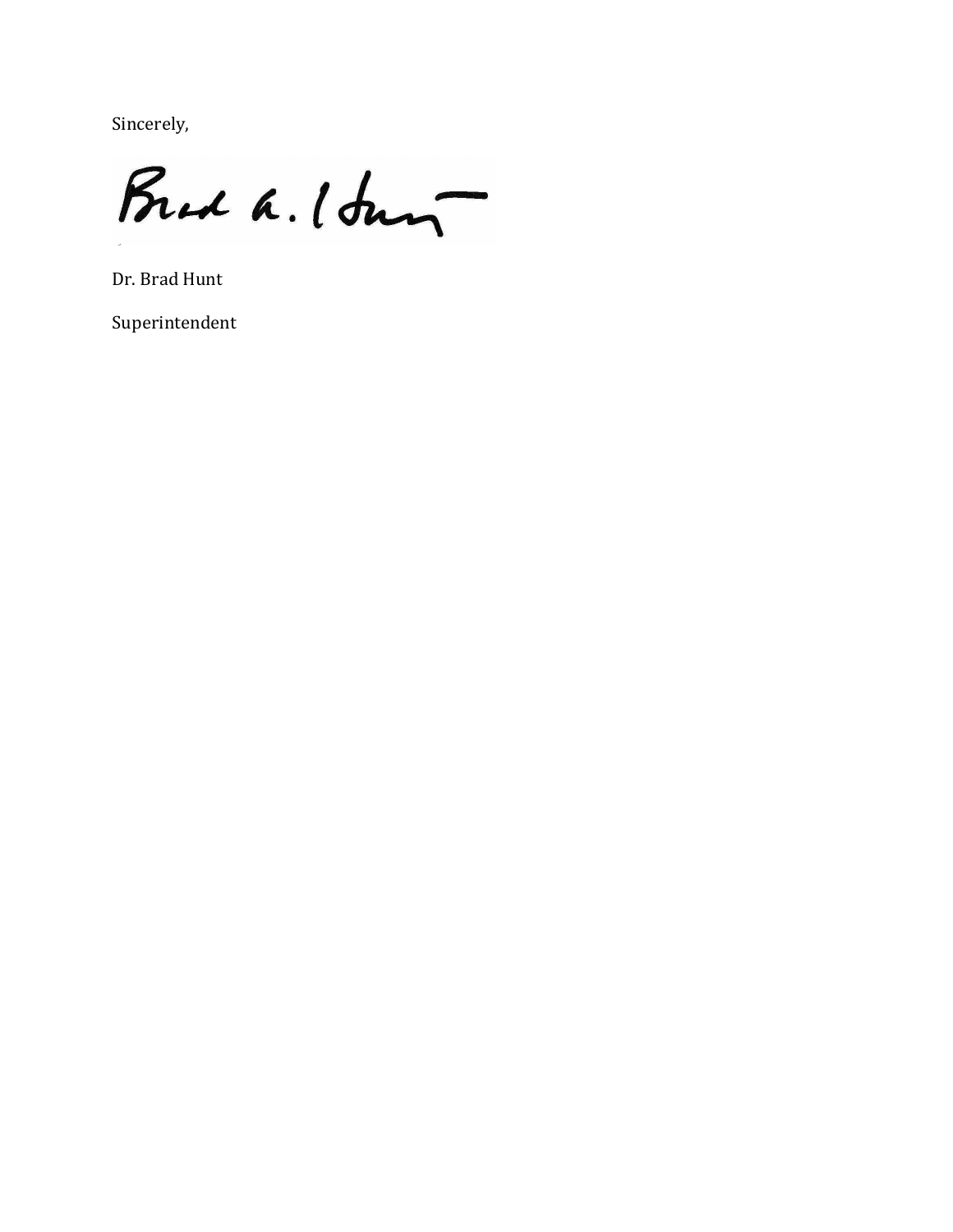Sincerely,

Dr. Brad Hunt

Superintendent